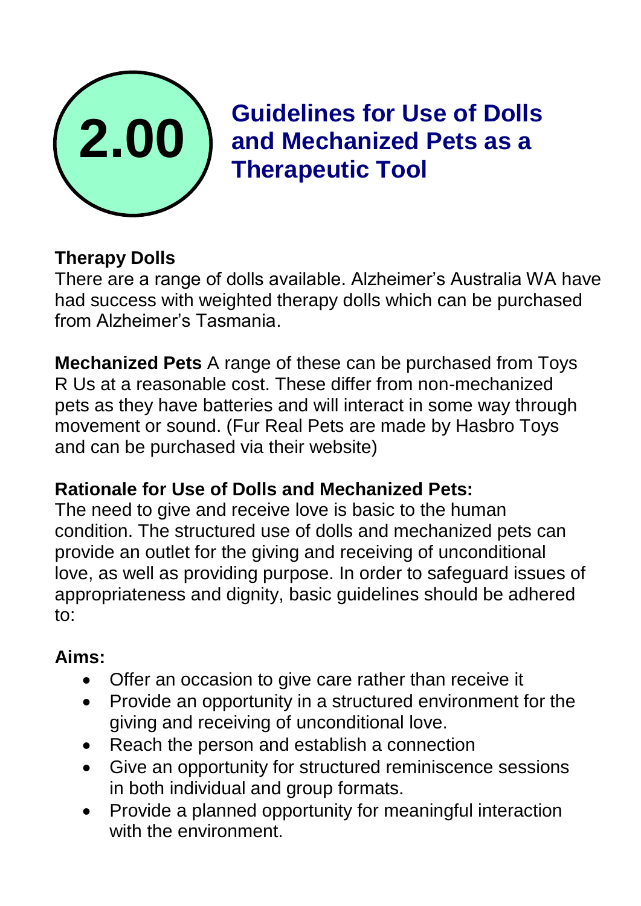# 2.00 Guidelines for Use of Dolls and Mechanized Pets as a Therapeutic Tool

**Therapy Dolls**
There are a range of dolls available. Alzheimer's Australia WA have had success with weighted therapy dolls which can be purchased from Alzheimer's Tasmania.

**Mechanized Pets** A range of these can be purchased from Toys R Us at a reasonable cost. These differ from non-mechanized pets as they have batteries and will interact in some way through movement or sound. (Fur Real Pets are made by Hasbro Toys and can be purchased via their website)

**Rationale for Use of Dolls and Mechanized Pets:**
The need to give and receive love is basic to the human condition. The structured use of dolls and mechanized pets can provide an outlet for the giving and receiving of unconditional love, as well as providing purpose. In order to safeguard issues of appropriateness and dignity, basic guidelines should be adhered to:

**Aims:**

- Offer an occasion to give care rather than receive it
- Provide an opportunity in a structured environment for the giving and receiving of unconditional love.
- Reach the person and establish a connection
- Give an opportunity for structured reminiscence sessions in both individual and group formats.
- Provide a planned opportunity for meaningful interaction with the environment.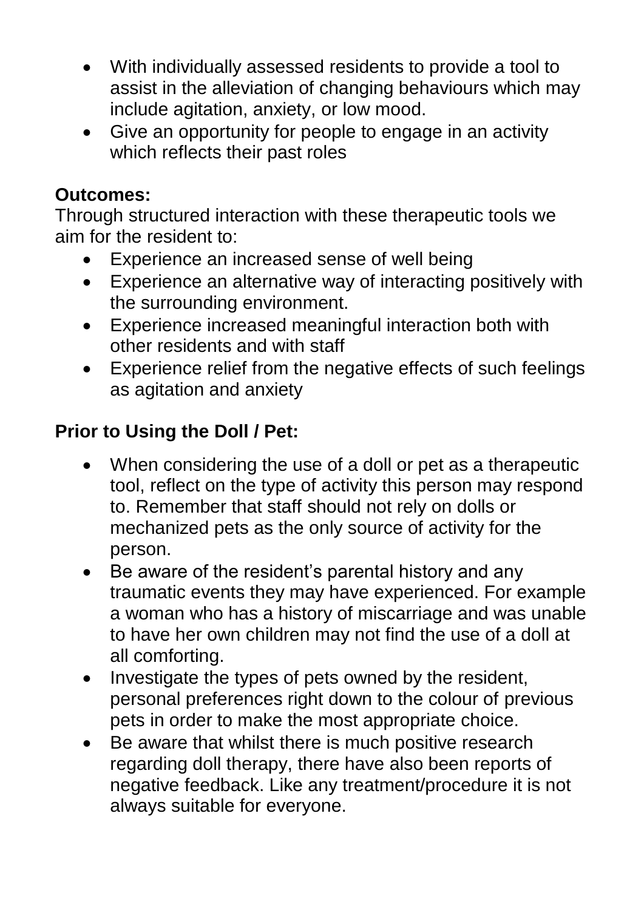- With individually assessed residents to provide a tool to assist in the alleviation of changing behaviours which may include agitation, anxiety, or low mood.
- Give an opportunity for people to engage in an activity which reflects their past roles

**Outcomes:**

Through structured interaction with these therapeutic tools we aim for the resident to:

- Experience an increased sense of well being
- Experience an alternative way of interacting positively with the surrounding environment.
- Experience increased meaningful interaction both with other residents and with staff
- Experience relief from the negative effects of such feelings as agitation and anxiety

**Prior to Using the Doll / Pet:**

- When considering the use of a doll or pet as a therapeutic tool, reflect on the type of activity this person may respond to. Remember that staff should not rely on dolls or mechanized pets as the only source of activity for the person.
- Be aware of the resident's parental history and any traumatic events they may have experienced. For example a woman who has a history of miscarriage and was unable to have her own children may not find the use of a doll at all comforting.
- Investigate the types of pets owned by the resident, personal preferences right down to the colour of previous pets in order to make the most appropriate choice.
- Be aware that whilst there is much positive research regarding doll therapy, there have also been reports of negative feedback. Like any treatment/procedure it is not always suitable for everyone.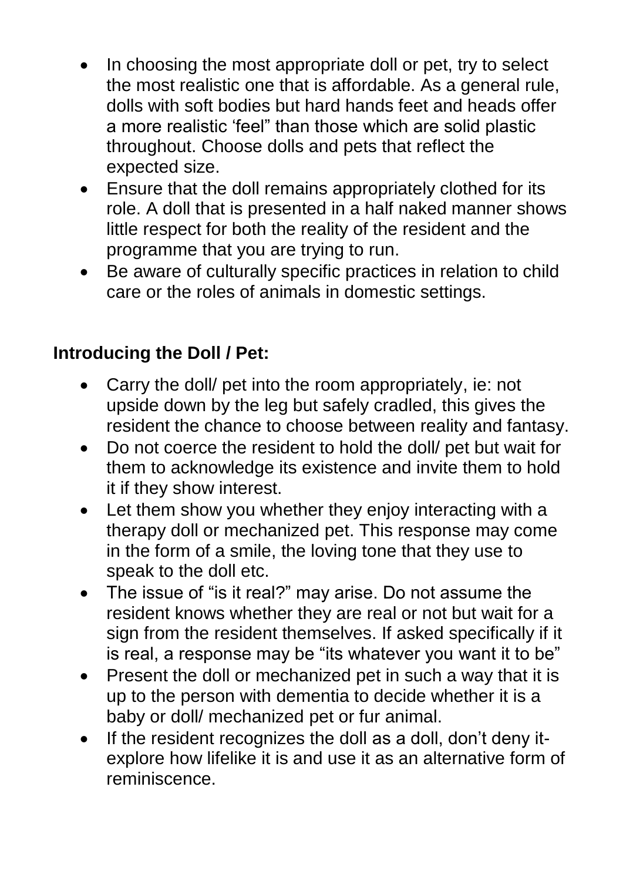- In choosing the most appropriate doll or pet, try to select the most realistic one that is affordable. As a general rule, dolls with soft bodies but hard hands feet and heads offer a more realistic 'feel" than those which are solid plastic throughout. Choose dolls and pets that reflect the expected size.
- Ensure that the doll remains appropriately clothed for its role. A doll that is presented in a half naked manner shows little respect for both the reality of the resident and the programme that you are trying to run.
- Be aware of culturally specific practices in relation to child care or the roles of animals in domestic settings.

**Introducing the Doll / Pet:**

- Carry the doll/ pet into the room appropriately, ie: not upside down by the leg but safely cradled, this gives the resident the chance to choose between reality and fantasy.
- Do not coerce the resident to hold the doll/ pet but wait for them to acknowledge its existence and invite them to hold it if they show interest.
- Let them show you whether they enjoy interacting with a therapy doll or mechanized pet. This response may come in the form of a smile, the loving tone that they use to speak to the doll etc.
- The issue of "is it real?" may arise. Do not assume the resident knows whether they are real or not but wait for a sign from the resident themselves. If asked specifically if it is real, a response may be "its whatever you want it to be"
- Present the doll or mechanized pet in such a way that it is up to the person with dementia to decide whether it is a baby or doll/ mechanized pet or fur animal.
- If the resident recognizes the doll as a doll, don't deny it- explore how lifelike it is and use it as an alternative form of reminiscence.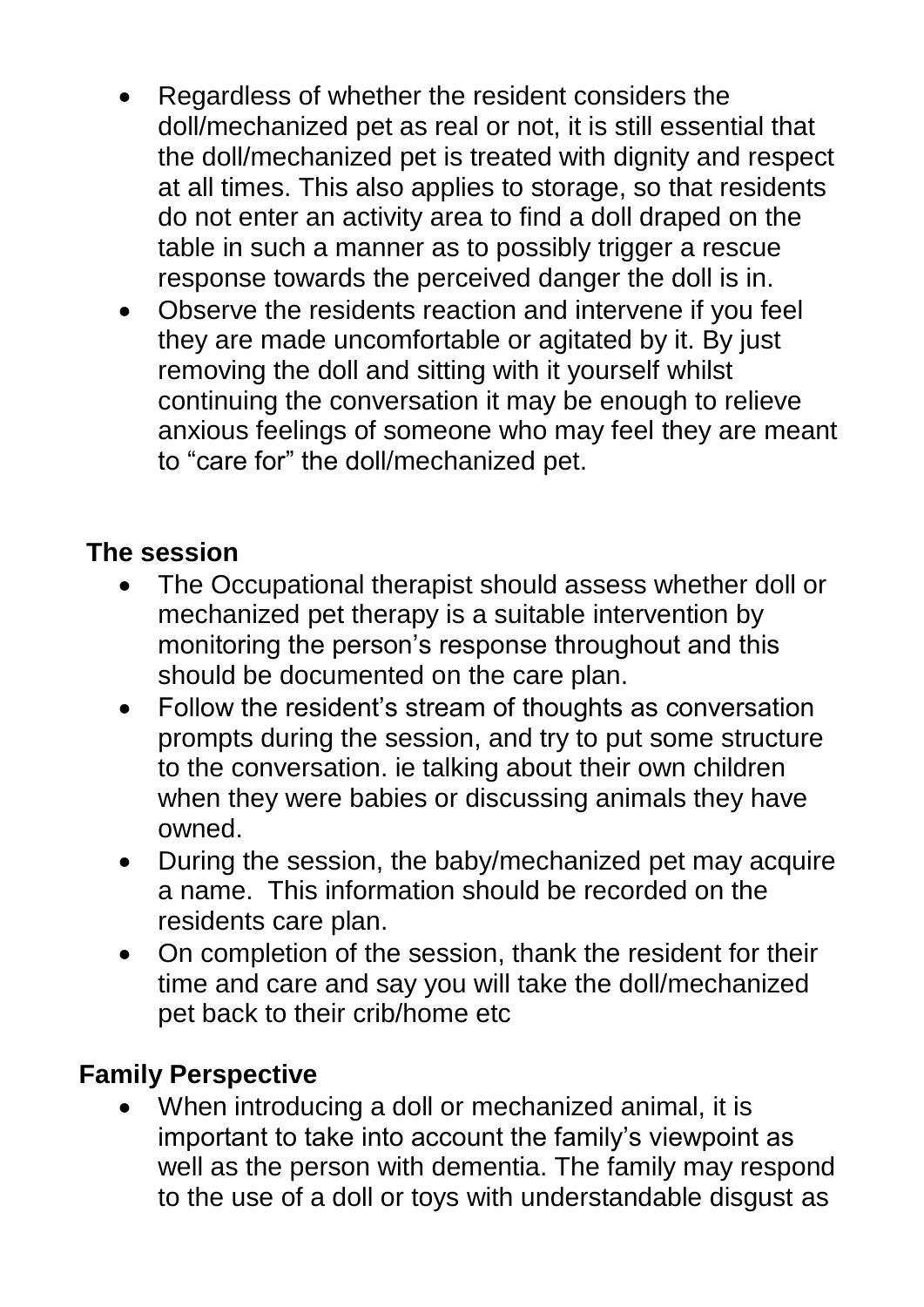- Regardless of whether the resident considers the doll/mechanized pet as real or not, it is still essential that the doll/mechanized pet is treated with dignity and respect at all times. This also applies to storage, so that residents do not enter an activity area to find a doll draped on the table in such a manner as to possibly trigger a rescue response towards the perceived danger the doll is in.
- Observe the residents reaction and intervene if you feel they are made uncomfortable or agitated by it. By just removing the doll and sitting with it yourself whilst continuing the conversation it may be enough to relieve anxious feelings of someone who may feel they are meant to "care for" the doll/mechanized pet.

**The session**

- The Occupational therapist should assess whether doll or mechanized pet therapy is a suitable intervention by monitoring the person's response throughout and this should be documented on the care plan.
- Follow the resident's stream of thoughts as conversation prompts during the session, and try to put some structure to the conversation. ie talking about their own children when they were babies or discussing animals they have owned.
- During the session, the baby/mechanized pet may acquire a name. This information should be recorded on the residents care plan.
- On completion of the session, thank the resident for their time and care and say you will take the doll/mechanized pet back to their crib/home etc

**Family Perspective**

- When introducing a doll or mechanized animal, it is important to take into account the family's viewpoint as well as the person with dementia. The family may respond to the use of a doll or toys with understandable disgust as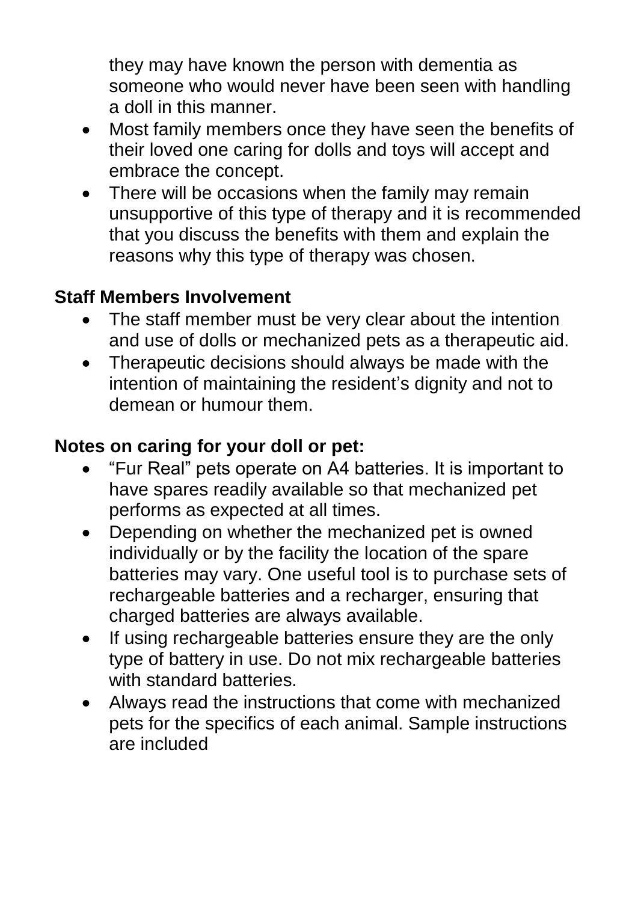they may have known the person with dementia as someone who would never have been seen with handling a doll in this manner.

- Most family members once they have seen the benefits of their loved one caring for dolls and toys will accept and embrace the concept.
- There will be occasions when the family may remain unsupportive of this type of therapy and it is recommended that you discuss the benefits with them and explain the reasons why this type of therapy was chosen.

**Staff Members Involvement**

- The staff member must be very clear about the intention and use of dolls or mechanized pets as a therapeutic aid.
- Therapeutic decisions should always be made with the intention of maintaining the resident's dignity and not to demean or humour them.

**Notes on caring for your doll or pet:**

- "Fur Real" pets operate on A4 batteries. It is important to have spares readily available so that mechanized pet performs as expected at all times.
- Depending on whether the mechanized pet is owned individually or by the facility the location of the spare batteries may vary. One useful tool is to purchase sets of rechargeable batteries and a recharger, ensuring that charged batteries are always available.
- If using rechargeable batteries ensure they are the only type of battery in use. Do not mix rechargeable batteries with standard batteries.
- Always read the instructions that come with mechanized pets for the specifics of each animal. Sample instructions are included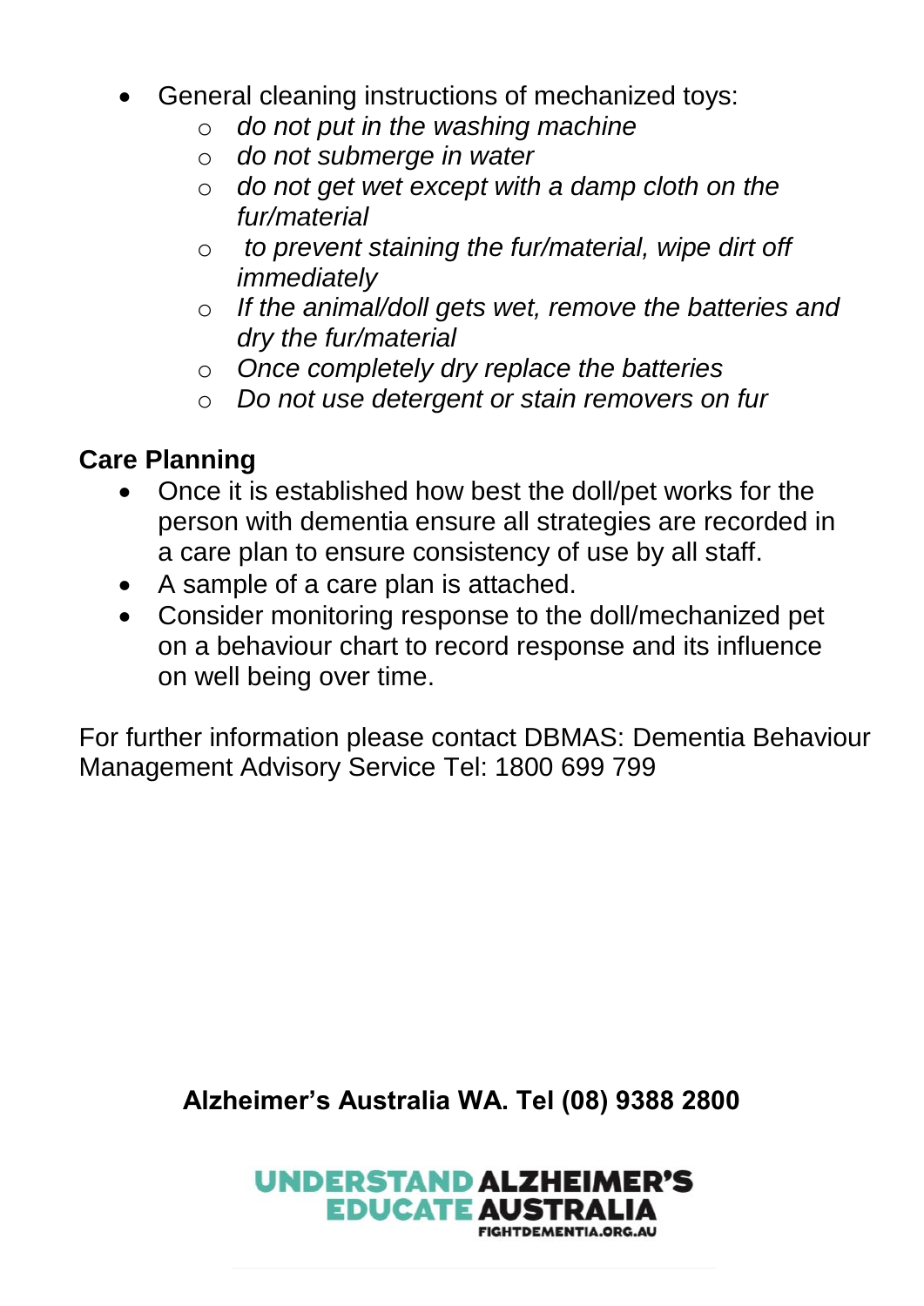- General cleaning instructions of mechanized toys:
  - *do not put in the washing machine*
  - *do not submerge in water*
  - *do not get wet except with a damp cloth on the fur/material*
  - *to prevent staining the fur/material, wipe dirt off immediately*
  - *If the animal/doll gets wet, remove the batteries and dry the fur/material*
  - *Once completely dry replace the batteries*
  - *Do not use detergent or stain removers on fur*

**Care Planning**

- Once it is established how best the doll/pet works for the person with dementia ensure all strategies are recorded in a care plan to ensure consistency of use by all staff.
- A sample of a care plan is attached.
- Consider monitoring response to the doll/mechanized pet on a behaviour chart to record response and its influence on well being over time.

For further information please contact DBMAS: Dementia Behaviour Management Advisory Service Tel: 1800 699 799

**Alzheimer's Australia WA. Tel (08) 9388 2800**

UNDERSTAND ALZHEIMER'S
EDUCATE AUSTRALIA
FIGHTDEMENTIA.ORG.AU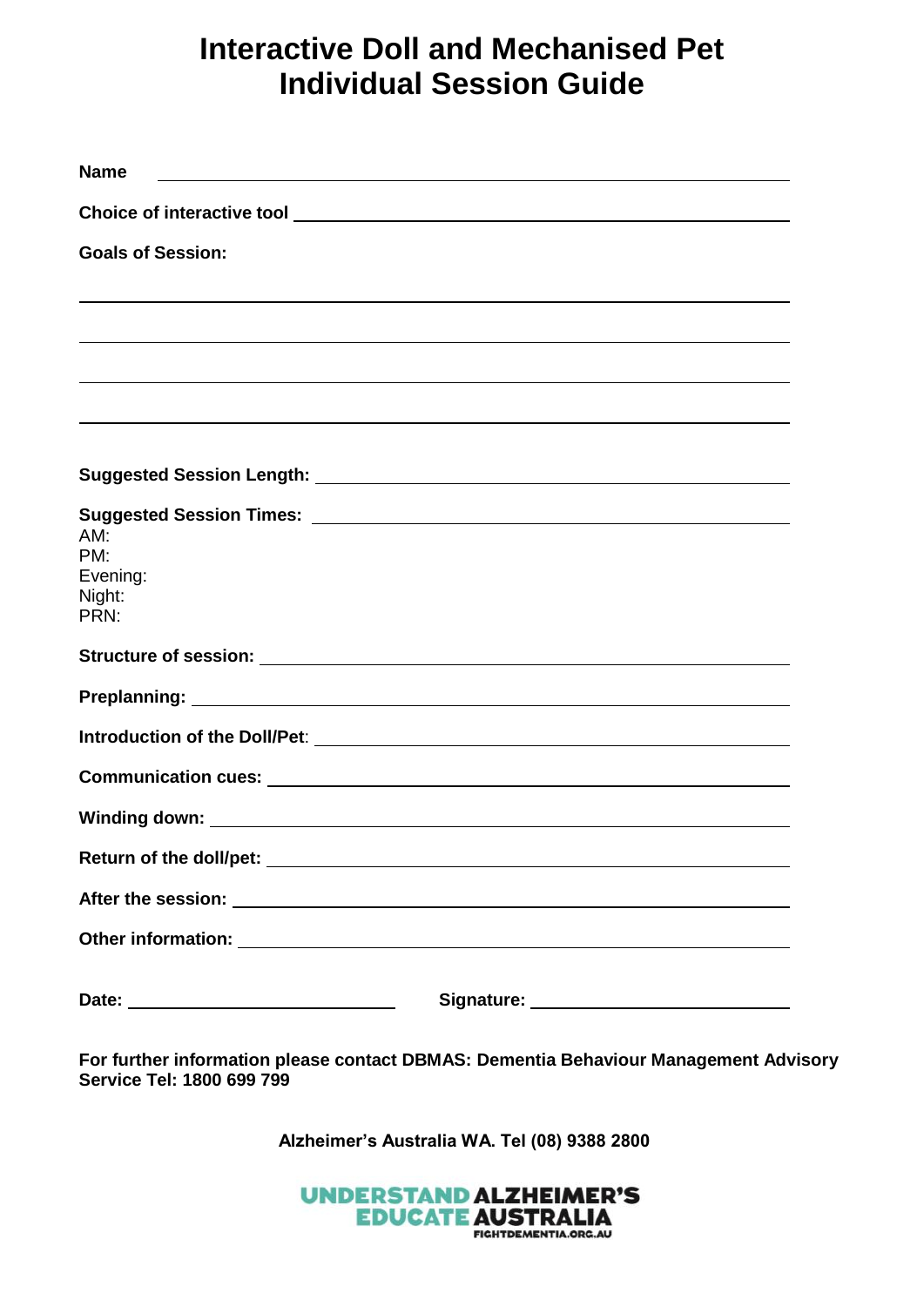# Interactive Doll and Mechanised Pet Individual Session Guide

**Name** \_\_\_\_\_\_\_\_\_\_\_\_\_\_\_\_\_\_\_\_\_\_\_\_\_\_\_\_\_\_\_\_\_\_\_\_\_\_\_\_

**Choice of interactive tool** \_\_\_\_\_\_\_\_\_\_\_\_\_\_\_\_\_\_\_\_\_\_\_\_\_\_\_\_\_\_\_\_\_\_\_\_\_\_\_\_

**Goals of Session:**

\_\_\_\_\_\_\_\_\_\_\_\_\_\_\_\_\_\_\_\_\_\_\_\_\_\_\_\_\_\_\_\_\_\_\_\_\_\_\_\_

\_\_\_\_\_\_\_\_\_\_\_\_\_\_\_\_\_\_\_\_\_\_\_\_\_\_\_\_\_\_\_\_\_\_\_\_\_\_\_\_

\_\_\_\_\_\_\_\_\_\_\_\_\_\_\_\_\_\_\_\_\_\_\_\_\_\_\_\_\_\_\_\_\_\_\_\_\_\_\_\_

\_\_\_\_\_\_\_\_\_\_\_\_\_\_\_\_\_\_\_\_\_\_\_\_\_\_\_\_\_\_\_\_\_\_\_\_\_\_\_\_

**Suggested Session Length:** \_\_\_\_\_\_\_\_\_\_\_\_\_\_\_\_\_\_\_\_\_\_\_\_\_\_\_\_\_\_\_\_\_\_\_\_\_\_\_\_

**Suggested Session Times:** \_\_\_\_\_\_\_\_\_\_\_\_\_\_\_\_\_\_\_\_\_\_\_\_\_\_\_\_\_\_\_\_\_\_\_\_\_\_\_\_

AM:
PM:
Evening:
Night:
PRN:

**Structure of session:** \_\_\_\_\_\_\_\_\_\_\_\_\_\_\_\_\_\_\_\_\_\_\_\_\_\_\_\_\_\_\_\_\_\_\_\_\_\_\_\_

**Preplanning:** \_\_\_\_\_\_\_\_\_\_\_\_\_\_\_\_\_\_\_\_\_\_\_\_\_\_\_\_\_\_\_\_\_\_\_\_\_\_\_\_

**Introduction of the Doll/Pet**: \_\_\_\_\_\_\_\_\_\_\_\_\_\_\_\_\_\_\_\_\_\_\_\_\_\_\_\_\_\_\_\_\_\_\_\_\_\_\_\_

**Communication cues:** \_\_\_\_\_\_\_\_\_\_\_\_\_\_\_\_\_\_\_\_\_\_\_\_\_\_\_\_\_\_\_\_\_\_\_\_\_\_\_\_

**Winding down:** \_\_\_\_\_\_\_\_\_\_\_\_\_\_\_\_\_\_\_\_\_\_\_\_\_\_\_\_\_\_\_\_\_\_\_\_\_\_\_\_

**Return of the doll/pet:** \_\_\_\_\_\_\_\_\_\_\_\_\_\_\_\_\_\_\_\_\_\_\_\_\_\_\_\_\_\_\_\_\_\_\_\_\_\_\_\_

**After the session:** \_\_\_\_\_\_\_\_\_\_\_\_\_\_\_\_\_\_\_\_\_\_\_\_\_\_\_\_\_\_\_\_\_\_\_\_\_\_\_\_

**Other information:** \_\_\_\_\_\_\_\_\_\_\_\_\_\_\_\_\_\_\_\_\_\_\_\_\_\_\_\_\_\_\_\_\_\_\_\_\_\_\_\_

**Date:** \_\_\_\_\_\_\_\_\_\_\_\_\_\_\_\_\_\_\_\_ **Signature:** \_\_\_\_\_\_\_\_\_\_\_\_\_\_\_\_\_\_\_\_

**For further information please contact DBMAS: Dementia Behaviour Management Advisory Service Tel: 1800 699 799**

**Alzheimer's Australia WA. Tel (08) 9388 2800**

UNDERSTAND ALZHEIMER'S
EDUCATE AUSTRALIA
FIGHTDEMENTIA.ORG.AU